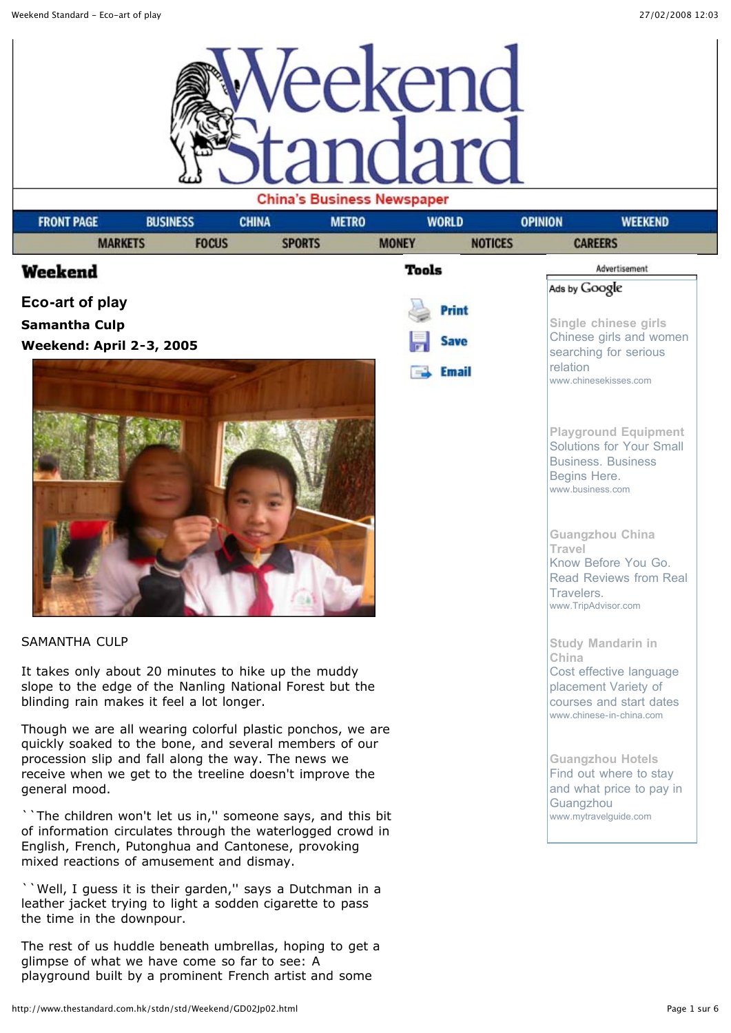# Weekend Standard

China's Business Newspaper

FRONT PAGE | BUSINESS | CHINA | METRO | WORLD | OPINION | WEEKEND
MARKETS | FOCUS | SPORTS | MONEY | NOTICES | CAREERS

## Weekend

### Eco-art of play

**Samantha Culp**

**Weekend: April 2-3, 2005**

SAMANTHA CULP

It takes only about 20 minutes to hike up the muddy slope to the edge of the Nanling National Forest but the blinding rain makes it feel a lot longer.

Though we are all wearing colorful plastic ponchos, we are quickly soaked to the bone, and several members of our procession slip and fall along the way. The news we receive when we get to the treeline doesn't improve the general mood.

``The children won't let us in,'' someone says, and this bit of information circulates through the waterlogged crowd in English, French, Putonghua and Cantonese, provoking mixed reactions of amusement and dismay.

``Well, I guess it is their garden,'' says a Dutchman in a leather jacket trying to light a sodden cigarette to pass the time in the downpour.

The rest of us huddle beneath umbrellas, hoping to get a glimpse of what we have come so far to see: A playground built by a prominent French artist and some

Tools

Print

Save

Email

Advertisement

Ads by Google

Single chinese girls
Chinese girls and women searching for serious relation
www.chinesekisses.com

Playground Equipment
Solutions for Your Small Business. Business Begins Here.
www.business.com

Guangzhou China Travel
Know Before You Go. Read Reviews from Real Travelers.
www.TripAdvisor.com

Study Mandarin in China
Cost effective language placement Variety of courses and start dates
www.chinese-in-china.com

Guangzhou Hotels
Find out where to stay and what price to pay in Guangzhou
www.mytravelguide.com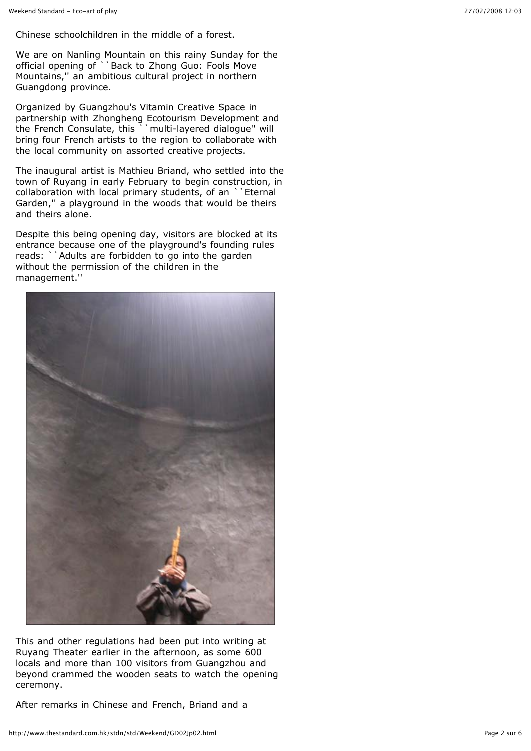Chinese schoolchildren in the middle of a forest.

We are on Nanling Mountain on this rainy Sunday for the official opening of ``Back to Zhong Guo: Fools Move Mountains,'' an ambitious cultural project in northern Guangdong province.

Organized by Guangzhou's Vitamin Creative Space in partnership with Zhongheng Ecotourism Development and the French Consulate, this ``multi-layered dialogue'' will bring four French artists to the region to collaborate with the local community on assorted creative projects.

The inaugural artist is Mathieu Briand, who settled into the town of Ruyang in early February to begin construction, in collaboration with local primary students, of an ``Eternal Garden,'' a playground in the woods that would be theirs and theirs alone.

Despite this being opening day, visitors are blocked at its entrance because one of the playground's founding rules reads: ``Adults are forbidden to go into the garden without the permission of the children in the management.''

This and other regulations had been put into writing at Ruyang Theater earlier in the afternoon, as some 600 locals and more than 100 visitors from Guangzhou and beyond crammed the wooden seats to watch the opening ceremony.

After remarks in Chinese and French, Briand and a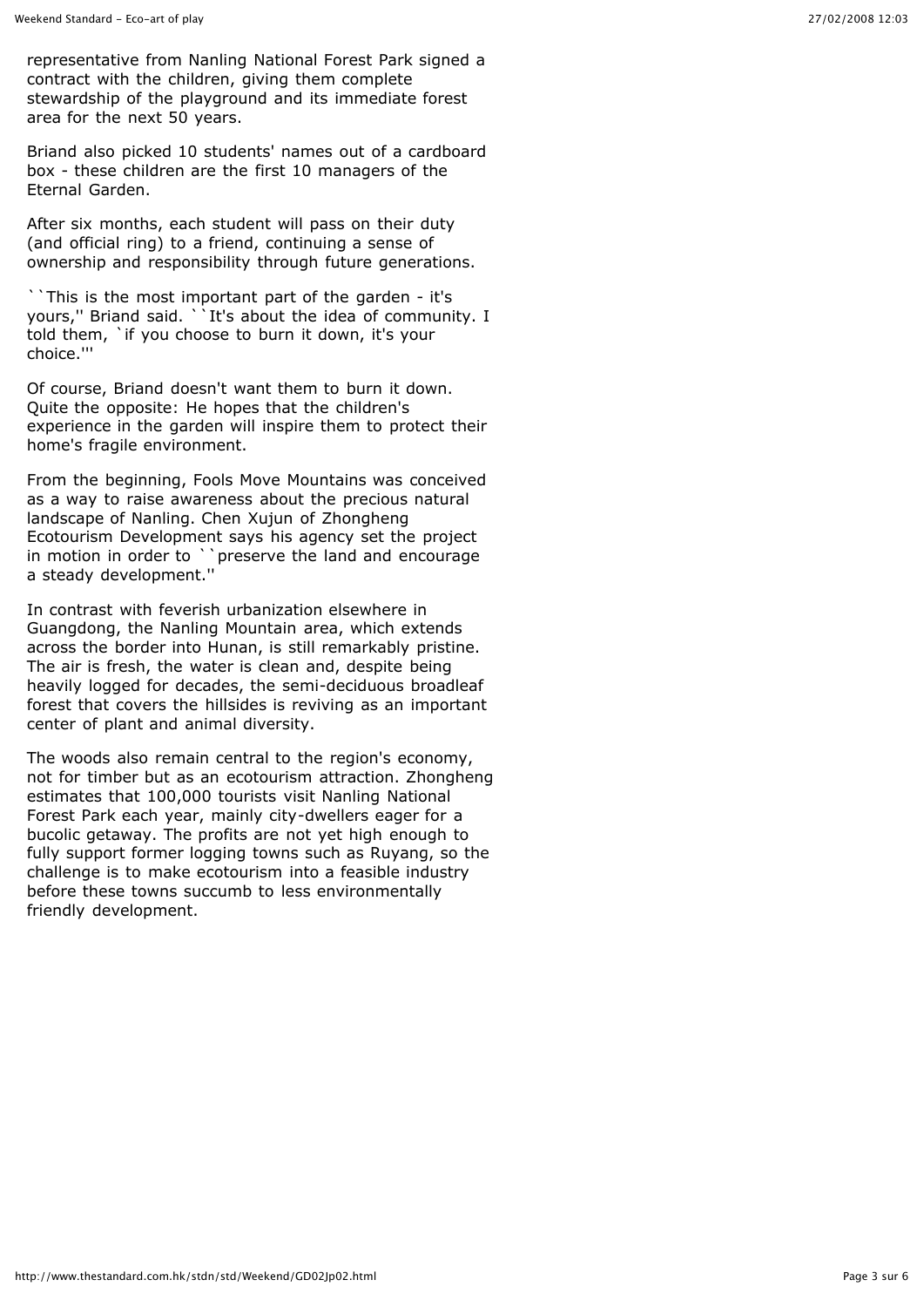representative from Nanling National Forest Park signed a contract with the children, giving them complete stewardship of the playground and its immediate forest area for the next 50 years.

Briand also picked 10 students' names out of a cardboard box - these children are the first 10 managers of the Eternal Garden.

After six months, each student will pass on their duty (and official ring) to a friend, continuing a sense of ownership and responsibility through future generations.

``This is the most important part of the garden - it's yours,'' Briand said. ``It's about the idea of community. I told them, `if you choose to burn it down, it's your choice.'''

Of course, Briand doesn't want them to burn it down. Quite the opposite: He hopes that the children's experience in the garden will inspire them to protect their home's fragile environment.

From the beginning, Fools Move Mountains was conceived as a way to raise awareness about the precious natural landscape of Nanling. Chen Xujun of Zhongheng Ecotourism Development says his agency set the project in motion in order to ``preserve the land and encourage a steady development.''

In contrast with feverish urbanization elsewhere in Guangdong, the Nanling Mountain area, which extends across the border into Hunan, is still remarkably pristine. The air is fresh, the water is clean and, despite being heavily logged for decades, the semi-deciduous broadleaf forest that covers the hillsides is reviving as an important center of plant and animal diversity.

The woods also remain central to the region's economy, not for timber but as an ecotourism attraction. Zhongheng estimates that 100,000 tourists visit Nanling National Forest Park each year, mainly city-dwellers eager for a bucolic getaway. The profits are not yet high enough to fully support former logging towns such as Ruyang, so the challenge is to make ecotourism into a feasible industry before these towns succumb to less environmentally friendly development.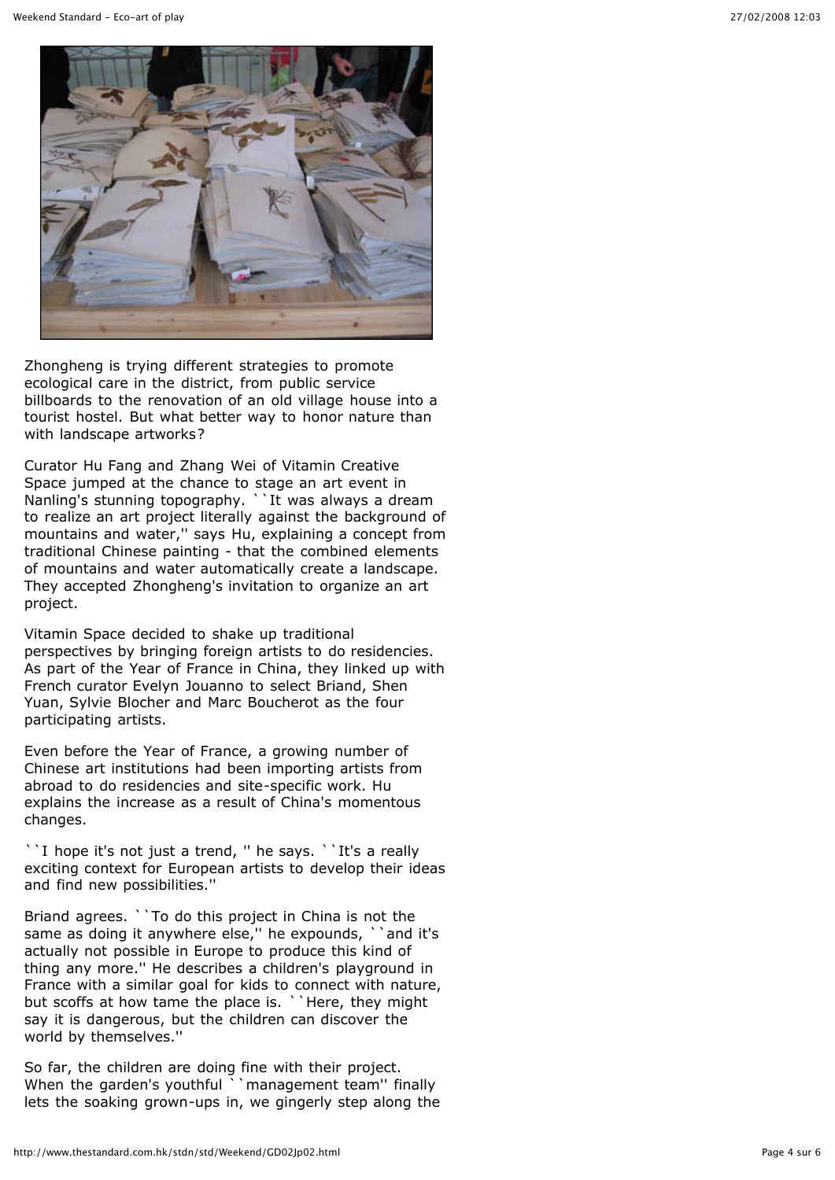Zhongheng is trying different strategies to promote ecological care in the district, from public service billboards to the renovation of an old village house into a tourist hostel. But what better way to honor nature than with landscape artworks?

Curator Hu Fang and Zhang Wei of Vitamin Creative Space jumped at the chance to stage an art event in Nanling's stunning topography. ``It was always a dream to realize an art project literally against the background of mountains and water,'' says Hu, explaining a concept from traditional Chinese painting - that the combined elements of mountains and water automatically create a landscape. They accepted Zhongheng's invitation to organize an art project.

Vitamin Space decided to shake up traditional perspectives by bringing foreign artists to do residencies. As part of the Year of France in China, they linked up with French curator Evelyn Jouanno to select Briand, Shen Yuan, Sylvie Blocher and Marc Boucherot as the four participating artists.

Even before the Year of France, a growing number of Chinese art institutions had been importing artists from abroad to do residencies and site-specific work. Hu explains the increase as a result of China's momentous changes.

``I hope it's not just a trend, '' he says. ``It's a really exciting context for European artists to develop their ideas and find new possibilities.''

Briand agrees. ``To do this project in China is not the same as doing it anywhere else,'' he expounds, ``and it's actually not possible in Europe to produce this kind of thing any more.'' He describes a children's playground in France with a similar goal for kids to connect with nature, but scoffs at how tame the place is. ``Here, they might say it is dangerous, but the children can discover the world by themselves.''

So far, the children are doing fine with their project. When the garden's youthful ``management team'' finally lets the soaking grown-ups in, we gingerly step along the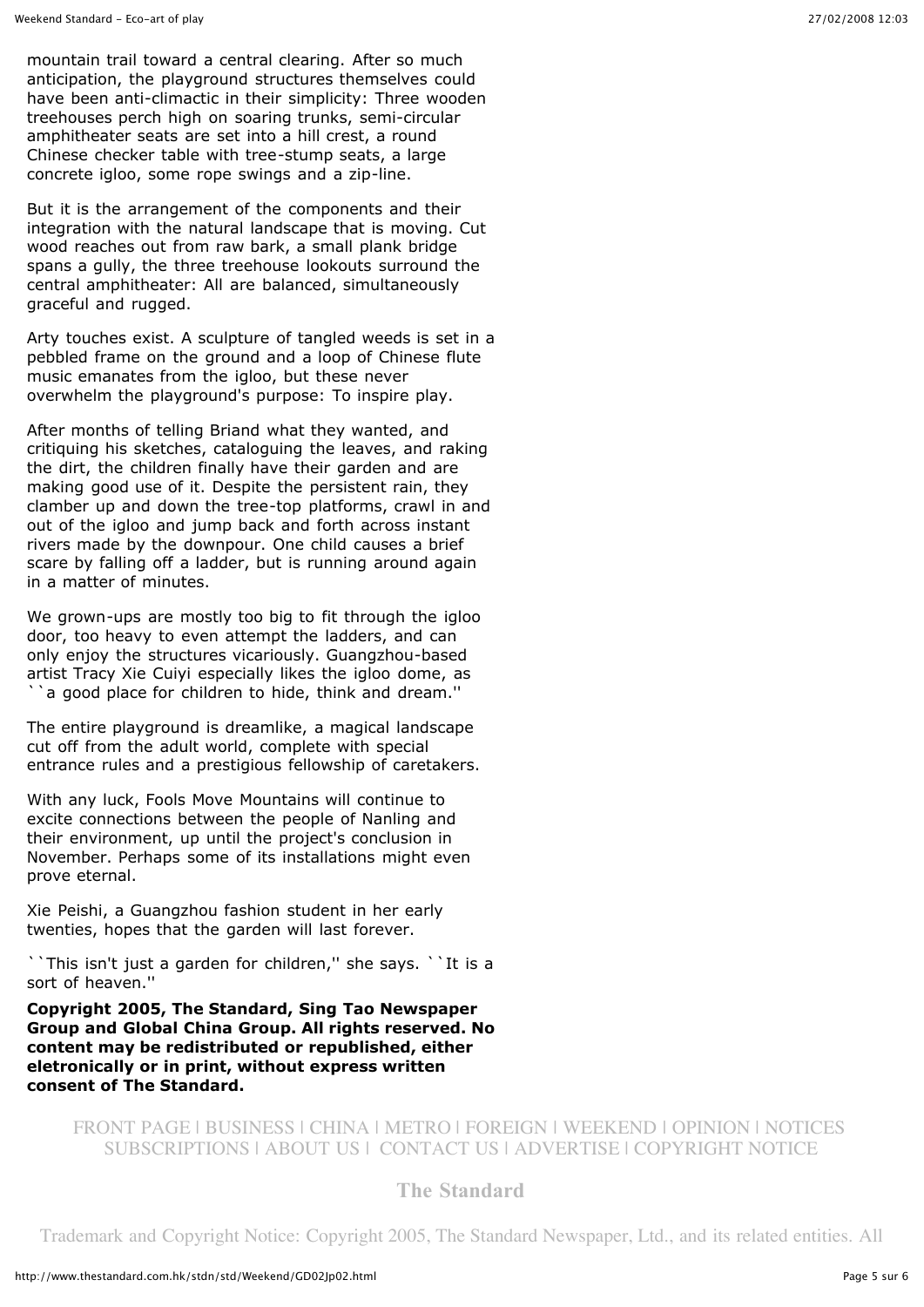mountain trail toward a central clearing. After so much anticipation, the playground structures themselves could have been anti-climactic in their simplicity: Three wooden treehouses perch high on soaring trunks, semi-circular amphitheater seats are set into a hill crest, a round Chinese checker table with tree-stump seats, a large concrete igloo, some rope swings and a zip-line.

But it is the arrangement of the components and their integration with the natural landscape that is moving. Cut wood reaches out from raw bark, a small plank bridge spans a gully, the three treehouse lookouts surround the central amphitheater: All are balanced, simultaneously graceful and rugged.

Arty touches exist. A sculpture of tangled weeds is set in a pebbled frame on the ground and a loop of Chinese flute music emanates from the igloo, but these never overwhelm the playground's purpose: To inspire play.

After months of telling Briand what they wanted, and critiquing his sketches, cataloguing the leaves, and raking the dirt, the children finally have their garden and are making good use of it. Despite the persistent rain, they clamber up and down the tree-top platforms, crawl in and out of the igloo and jump back and forth across instant rivers made by the downpour. One child causes a brief scare by falling off a ladder, but is running around again in a matter of minutes.

We grown-ups are mostly too big to fit through the igloo door, too heavy to even attempt the ladders, and can only enjoy the structures vicariously. Guangzhou-based artist Tracy Xie Cuiyi especially likes the igloo dome, as ``a good place for children to hide, think and dream.''

The entire playground is dreamlike, a magical landscape cut off from the adult world, complete with special entrance rules and a prestigious fellowship of caretakers.

With any luck, Fools Move Mountains will continue to excite connections between the people of Nanling and their environment, up until the project's conclusion in November. Perhaps some of its installations might even prove eternal.

Xie Peishi, a Guangzhou fashion student in her early twenties, hopes that the garden will last forever.

``This isn't just a garden for children,'' she says. ``It is a sort of heaven.''

**Copyright 2005, The Standard, Sing Tao Newspaper Group and Global China Group. All rights reserved. No content may be redistributed or republished, either eletronically or in print, without express written consent of The Standard.**

FRONT PAGE | BUSINESS | CHINA | METRO | FOREIGN | WEEKEND | OPINION | NOTICES
SUBSCRIPTIONS | ABOUT US | CONTACT US | ADVERTISE | COPYRIGHT NOTICE

**The Standard**

Trademark and Copyright Notice: Copyright 2005, The Standard Newspaper, Ltd., and its related entities. All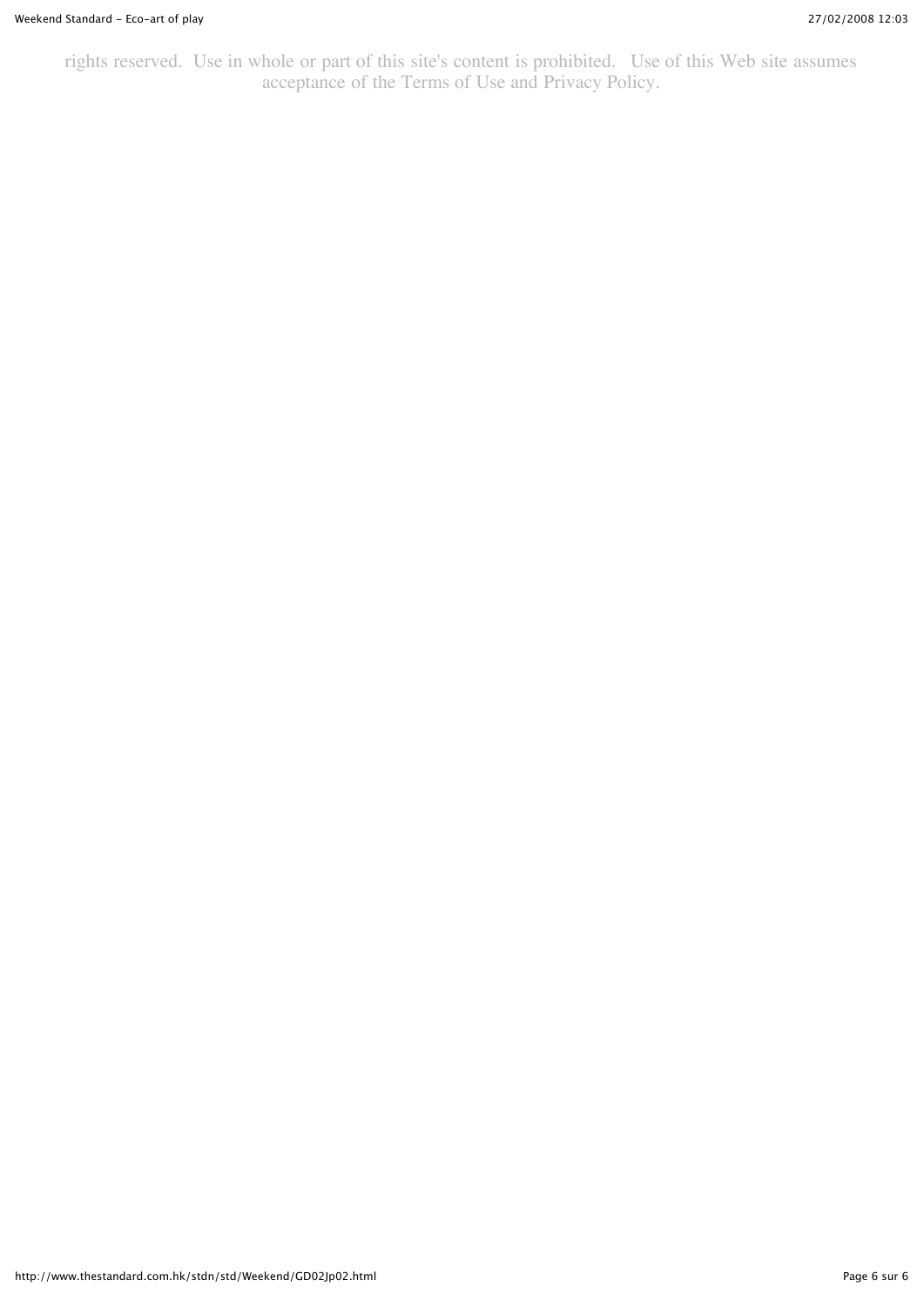rights reserved. Use in whole or part of this site's content is prohibited. Use of this Web site assumes acceptance of the Terms of Use and Privacy Policy.